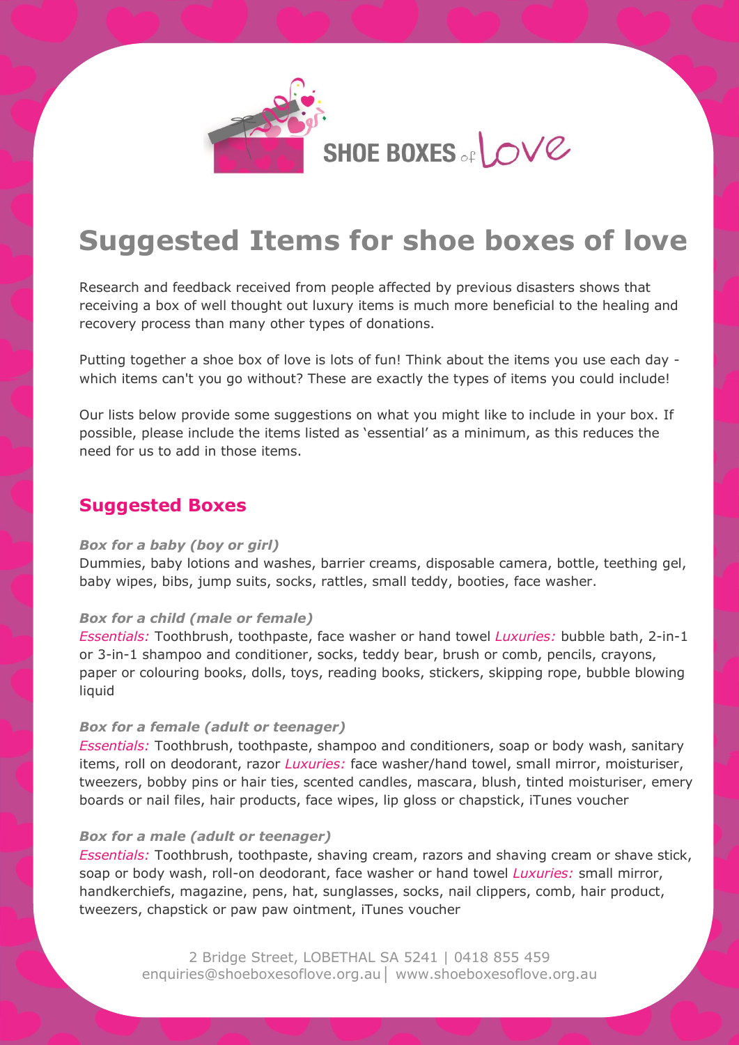SHOE BOXES of LOVE

# Suggested Items for shoe boxes of love

Research and feedback received from people affected by previous disasters shows that receiving a box of well thought out luxury items is much more beneficial to the healing and recovery process than many other types of donations.

Putting together a shoe box of love is lots of fun! Think about the items you use each day - which items can't you go without? These are exactly the types of items you could include!

Our lists below provide some suggestions on what you might like to include in your box. If possible, please include the items listed as 'essential' as a minimum, as this reduces the need for us to add in those items.

## Suggested Boxes

***Box for a baby (boy or girl)***

Dummies, baby lotions and washes, barrier creams, disposable camera, bottle, teething gel, baby wipes, bibs, jump suits, socks, rattles, small teddy, booties, face washer.

***Box for a child (male or female)***

*Essentials:* Toothbrush, toothpaste, face washer or hand towel *Luxuries:* bubble bath, 2-in-1 or 3-in-1 shampoo and conditioner, socks, teddy bear, brush or comb, pencils, crayons, paper or colouring books, dolls, toys, reading books, stickers, skipping rope, bubble blowing liquid

***Box for a female (adult or teenager)***

*Essentials:* Toothbrush, toothpaste, shampoo and conditioners, soap or body wash, sanitary items, roll on deodorant, razor *Luxuries:* face washer/hand towel, small mirror, moisturiser, tweezers, bobby pins or hair ties, scented candles, mascara, blush, tinted moisturiser, emery boards or nail files, hair products, face wipes, lip gloss or chapstick, iTunes voucher

***Box for a male (adult or teenager)***

*Essentials:* Toothbrush, toothpaste, shaving cream, razors and shaving cream or shave stick, soap or body wash, roll-on deodorant, face washer or hand towel *Luxuries:* small mirror, handkerchiefs, magazine, pens, hat, sunglasses, socks, nail clippers, comb, hair product, tweezers, chapstick or paw paw ointment, iTunes voucher

2 Bridge Street, LOBETHAL SA 5241 | 0418 855 459
enquiries@shoeboxesoflove.org.au | www.shoeboxesoflove.org.au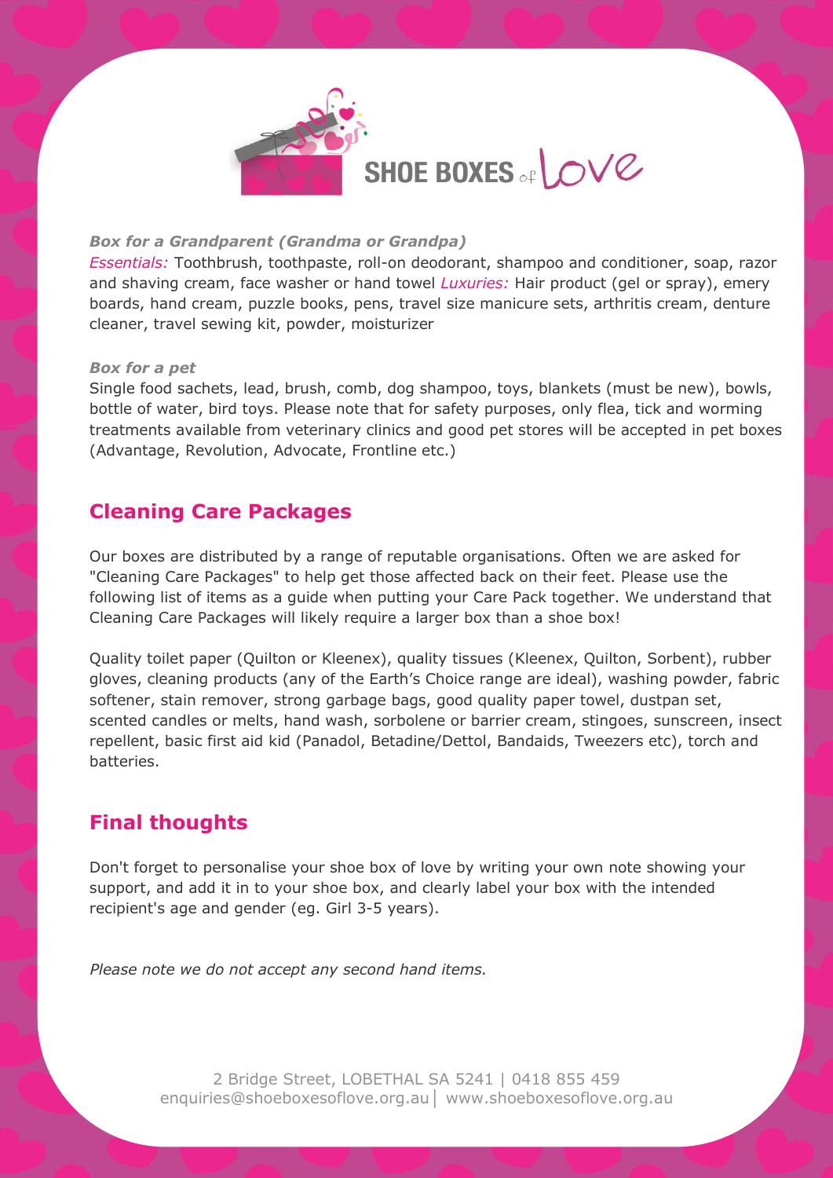*Box for a Grandparent (Grandma or Grandpa)*

*Essentials:* Toothbrush, toothpaste, roll-on deodorant, shampoo and conditioner, soap, razor and shaving cream, face washer or hand towel *Luxuries:* Hair product (gel or spray), emery boards, hand cream, puzzle books, pens, travel size manicure sets, arthritis cream, denture cleaner, travel sewing kit, powder, moisturizer

*Box for a pet*

Single food sachets, lead, brush, comb, dog shampoo, toys, blankets (must be new), bowls, bottle of water, bird toys. Please note that for safety purposes, only flea, tick and worming treatments available from veterinary clinics and good pet stores will be accepted in pet boxes (Advantage, Revolution, Advocate, Frontline etc.)

## Cleaning Care Packages

Our boxes are distributed by a range of reputable organisations. Often we are asked for "Cleaning Care Packages" to help get those affected back on their feet. Please use the following list of items as a guide when putting your Care Pack together. We understand that Cleaning Care Packages will likely require a larger box than a shoe box!

Quality toilet paper (Quilton or Kleenex), quality tissues (Kleenex, Quilton, Sorbent), rubber gloves, cleaning products (any of the Earth's Choice range are ideal), washing powder, fabric softener, stain remover, strong garbage bags, good quality paper towel, dustpan set, scented candles or melts, hand wash, sorbolene or barrier cream, stingoes, sunscreen, insect repellent, basic first aid kid (Panadol, Betadine/Dettol, Bandaids, Tweezers etc), torch and batteries.

## Final thoughts

Don't forget to personalise your shoe box of love by writing your own note showing your support, and add it in to your shoe box, and clearly label your box with the intended recipient's age and gender (eg. Girl 3-5 years).

*Please note we do not accept any second hand items.*